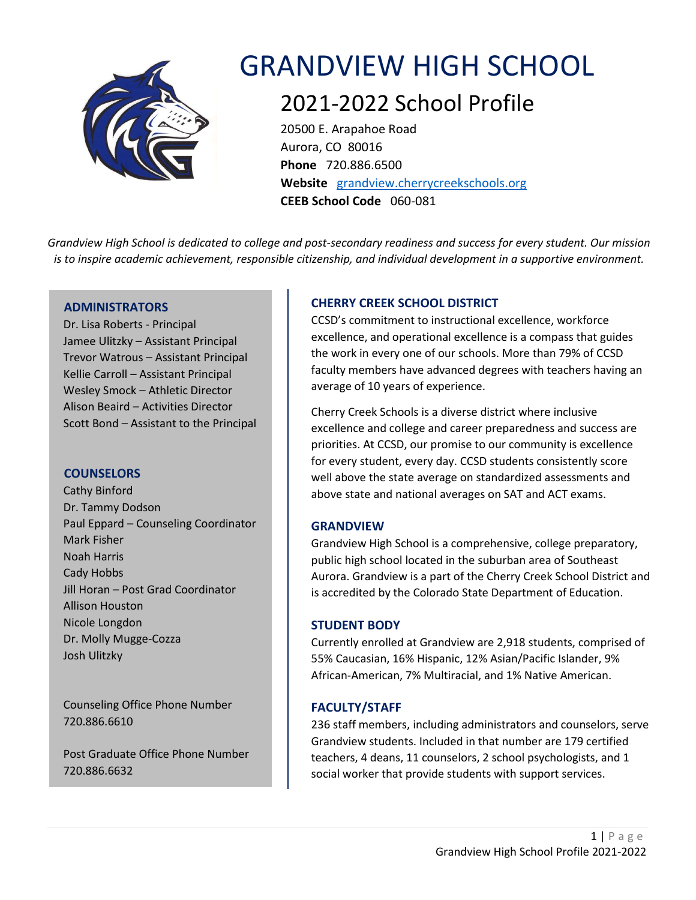# GRANDVIEW HIGH SCHOOL

## 2021-2022 School Profile

20500 E. Arapahoe Road
Aurora, CO 80016
**Phone** 720.886.6500
**Website** grandview.cherrycreekschools.org
**CEEB School Code** 060-081

*Grandview High School is dedicated to college and post-secondary readiness and success for every student. Our mission is to inspire academic achievement, responsible citizenship, and individual development in a supportive environment.*

### ADMINISTRATORS

Dr. Lisa Roberts - Principal
Jamee Ulitzky – Assistant Principal
Trevor Watrous – Assistant Principal
Kellie Carroll – Assistant Principal
Wesley Smock – Athletic Director
Alison Beaird – Activities Director
Scott Bond – Assistant to the Principal

### COUNSELORS

Cathy Binford
Dr. Tammy Dodson
Paul Eppard – Counseling Coordinator
Mark Fisher
Noah Harris
Cady Hobbs
Jill Horan – Post Grad Coordinator
Allison Houston
Nicole Longdon
Dr. Molly Mugge-Cozza
Josh Ulitzky

Counseling Office Phone Number
720.886.6610

Post Graduate Office Phone Number
720.886.6632

### CHERRY CREEK SCHOOL DISTRICT

CCSD's commitment to instructional excellence, workforce excellence, and operational excellence is a compass that guides the work in every one of our schools. More than 79% of CCSD faculty members have advanced degrees with teachers having an average of 10 years of experience.

Cherry Creek Schools is a diverse district where inclusive excellence and college and career preparedness and success are priorities. At CCSD, our promise to our community is excellence for every student, every day. CCSD students consistently score well above the state average on standardized assessments and above state and national averages on SAT and ACT exams.

### GRANDVIEW

Grandview High School is a comprehensive, college preparatory, public high school located in the suburban area of Southeast Aurora. Grandview is a part of the Cherry Creek School District and is accredited by the Colorado State Department of Education.

### STUDENT BODY

Currently enrolled at Grandview are 2,918 students, comprised of 55% Caucasian, 16% Hispanic, 12% Asian/Pacific Islander, 9% African-American, 7% Multiracial, and 1% Native American.

### FACULTY/STAFF

236 staff members, including administrators and counselors, serve Grandview students. Included in that number are 179 certified teachers, 4 deans, 11 counselors, 2 school psychologists, and 1 social worker that provide students with support services.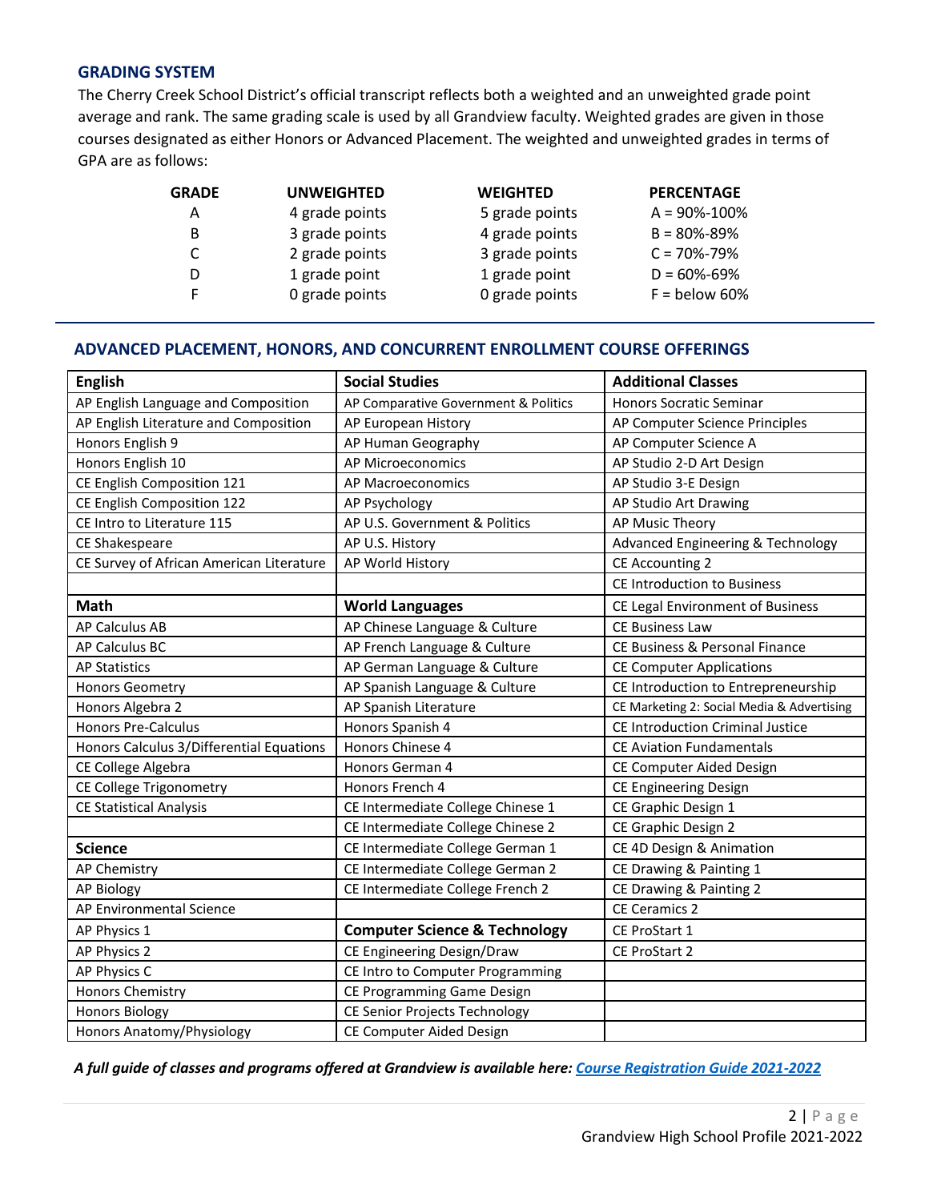## GRADING SYSTEM

The Cherry Creek School District's official transcript reflects both a weighted and an unweighted grade point average and rank. The same grading scale is used by all Grandview faculty. Weighted grades are given in those courses designated as either Honors or Advanced Placement. The weighted and unweighted grades in terms of GPA are as follows:

| GRADE | UNWEIGHTED | WEIGHTED | PERCENTAGE |
|---|---|---|---|
| A | 4 grade points | 5 grade points | A = 90%-100% |
| B | 3 grade points | 4 grade points | B = 80%-89% |
| C | 2 grade points | 3 grade points | C = 70%-79% |
| D | 1 grade point | 1 grade point | D = 60%-69% |
| F | 0 grade points | 0 grade points | F = below 60% |

## ADVANCED PLACEMENT, HONORS, AND CONCURRENT ENROLLMENT COURSE OFFERINGS

| **English** | **Social Studies** | **Additional Classes** |
|---|---|---|
| AP English Language and Composition | AP Comparative Government & Politics | Honors Socratic Seminar |
| AP English Literature and Composition | AP European History | AP Computer Science Principles |
| Honors English 9 | AP Human Geography | AP Computer Science A |
| Honors English 10 | AP Microeconomics | AP Studio 2-D Art Design |
| CE English Composition 121 | AP Macroeconomics | AP Studio 3-E Design |
| CE English Composition 122 | AP Psychology | AP Studio Art Drawing |
| CE Intro to Literature 115 | AP U.S. Government & Politics | AP Music Theory |
| CE Shakespeare | AP U.S. History | Advanced Engineering & Technology |
| CE Survey of African American Literature | AP World History | CE Accounting 2 |
| | | CE Introduction to Business |
| **Math** | **World Languages** | CE Legal Environment of Business |
| AP Calculus AB | AP Chinese Language & Culture | CE Business Law |
| AP Calculus BC | AP French Language & Culture | CE Business & Personal Finance |
| AP Statistics | AP German Language & Culture | CE Computer Applications |
| Honors Geometry | AP Spanish Language & Culture | CE Introduction to Entrepreneurship |
| Honors Algebra 2 | AP Spanish Literature | CE Marketing 2: Social Media & Advertising |
| Honors Pre-Calculus | Honors Spanish 4 | CE Introduction Criminal Justice |
| Honors Calculus 3/Differential Equations | Honors Chinese 4 | CE Aviation Fundamentals |
| CE College Algebra | Honors German 4 | CE Computer Aided Design |
| CE College Trigonometry | Honors French 4 | CE Engineering Design |
| CE Statistical Analysis | CE Intermediate College Chinese 1 | CE Graphic Design 1 |
| | CE Intermediate College Chinese 2 | CE Graphic Design 2 |
| **Science** | CE Intermediate College German 1 | CE 4D Design & Animation |
| AP Chemistry | CE Intermediate College German 2 | CE Drawing & Painting 1 |
| AP Biology | CE Intermediate College French 2 | CE Drawing & Painting 2 |
| AP Environmental Science | | CE Ceramics 2 |
| AP Physics 1 | **Computer Science & Technology** | CE ProStart 1 |
| AP Physics 2 | CE Engineering Design/Draw | CE ProStart 2 |
| AP Physics C | CE Intro to Computer Programming | |
| Honors Chemistry | CE Programming Game Design | |
| Honors Biology | CE Senior Projects Technology | |
| Honors Anatomy/Physiology | CE Computer Aided Design | |

***A full guide of classes and programs offered at Grandview is available here: [Course Registration Guide 2021-2022]***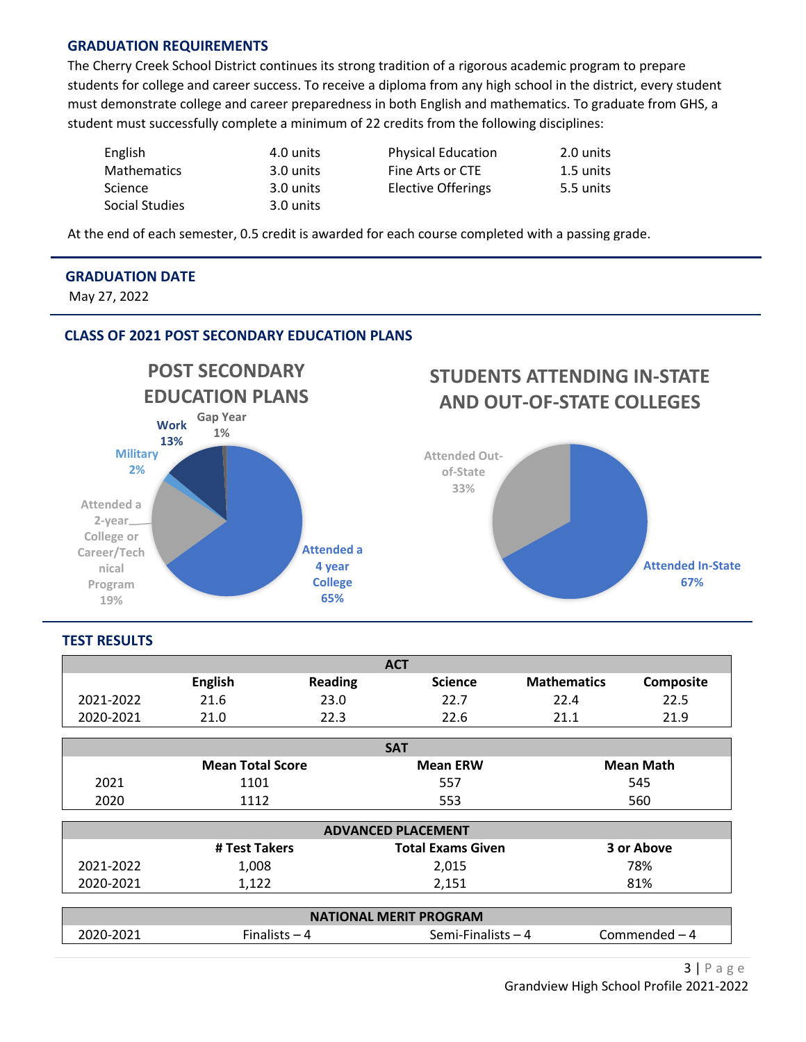## GRADUATION REQUIREMENTS

The Cherry Creek School District continues its strong tradition of a rigorous academic program to prepare students for college and career success. To receive a diploma from any high school in the district, every student must demonstrate college and career preparedness in both English and mathematics. To graduate from GHS, a student must successfully complete a minimum of 22 credits from the following disciplines:

| | | | |
|---|---|---|---|
| English | 4.0 units | Physical Education | 2.0 units |
| Mathematics | 3.0 units | Fine Arts or CTE | 1.5 units |
| Science | 3.0 units | Elective Offerings | 5.5 units |
| Social Studies | 3.0 units | | |

At the end of each semester, 0.5 credit is awarded for each course completed with a passing grade.

## GRADUATION DATE

May 27, 2022

## CLASS OF 2021 POST SECONDARY EDUCATION PLANS

POST SECONDARY EDUCATION PLANS

Gap Year 1%

Work 13%

Military 2%

Attended a 2-year College or Career/Technical Program 19%

Attended a 4 year College 65%

STUDENTS ATTENDING IN-STATE AND OUT-OF-STATE COLLEGES

Attended Out-of-State 33%

Attended In-State 67%

## TEST RESULTS

| ACT | | | | | |
|---|---|---|---|---|---|
| | English | Reading | Science | Mathematics | Composite |
| 2021-2022 | 21.6 | 23.0 | 22.7 | 22.4 | 22.5 |
| 2020-2021 | 21.0 | 22.3 | 22.6 | 21.1 | 21.9 |

| SAT | | | |
|---|---|---|---|
| | Mean Total Score | Mean ERW | Mean Math |
| 2021 | 1101 | 557 | 545 |
| 2020 | 1112 | 553 | 560 |

| ADVANCED PLACEMENT | | | |
|---|---|---|---|
| | # Test Takers | Total Exams Given | 3 or Above |
| 2021-2022 | 1,008 | 2,015 | 78% |
| 2020-2021 | 1,122 | 2,151 | 81% |

| NATIONAL MERIT PROGRAM | | | |
|---|---|---|---|
| 2020-2021 | Finalists – 4 | Semi-Finalists – 4 | Commended – 4 |